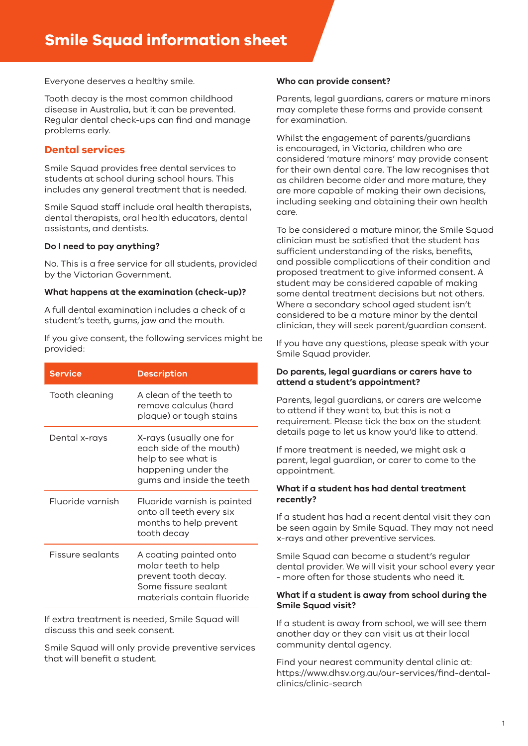# Smile Squad information sheet

Everyone deserves a healthy smile.

Tooth decay is the most common childhood disease in Australia, but it can be prevented. Regular dental check-ups can find and manage problems early.

## Dental services

Smile Squad provides free dental services to students at school during school hours. This includes any general treatment that is needed.

Smile Squad staff include oral health therapists, dental therapists, oral health educators, dental assistants, and dentists.

### Do I need to pay anything?

No. This is a free service for all students, provided by the Victorian Government.

### What happens at the examination (check-up)?

A full dental examination includes a check of a student's teeth, gums, jaw and the mouth.

If you give consent, the following services might be provided:

| Service | Description |
|---|---|
| Tooth cleaning | A clean of the teeth to remove calculus (hard plaque) or tough stains |
| Dental x-rays | X-rays (usually one for each side of the mouth) help to see what is happening under the gums and inside the teeth |
| Fluoride varnish | Fluoride varnish is painted onto all teeth every six months to help prevent tooth decay |
| Fissure sealants | A coating painted onto molar teeth to help prevent tooth decay. Some fissure sealant materials contain fluoride |

If extra treatment is needed, Smile Squad will discuss this and seek consent.

Smile Squad will only provide preventive services that will benefit a student.

### Who can provide consent?

Parents, legal guardians, carers or mature minors may complete these forms and provide consent for examination.

Whilst the engagement of parents/guardians is encouraged, in Victoria, children who are considered 'mature minors' may provide consent for their own dental care. The law recognises that as children become older and more mature, they are more capable of making their own decisions, including seeking and obtaining their own health care.

To be considered a mature minor, the Smile Squad clinician must be satisfied that the student has sufficient understanding of the risks, benefits, and possible complications of their condition and proposed treatment to give informed consent. A student may be considered capable of making some dental treatment decisions but not others. Where a secondary school aged student isn't considered to be a mature minor by the dental clinician, they will seek parent/guardian consent.

If you have any questions, please speak with your Smile Squad provider.

### Do parents, legal guardians or carers have to attend a student's appointment?

Parents, legal guardians, or carers are welcome to attend if they want to, but this is not a requirement. Please tick the box on the student details page to let us know you'd like to attend.

If more treatment is needed, we might ask a parent, legal guardian, or carer to come to the appointment.

### What if a student has had dental treatment recently?

If a student has had a recent dental visit they can be seen again by Smile Squad. They may not need x-rays and other preventive services.

Smile Squad can become a student's regular dental provider. We will visit your school every year - more often for those students who need it.

### What if a student is away from school during the Smile Squad visit?

If a student is away from school, we will see them another day or they can visit us at their local community dental agency.

Find your nearest community dental clinic at: https://www.dhsv.org.au/our-services/find-dental-clinics/clinic-search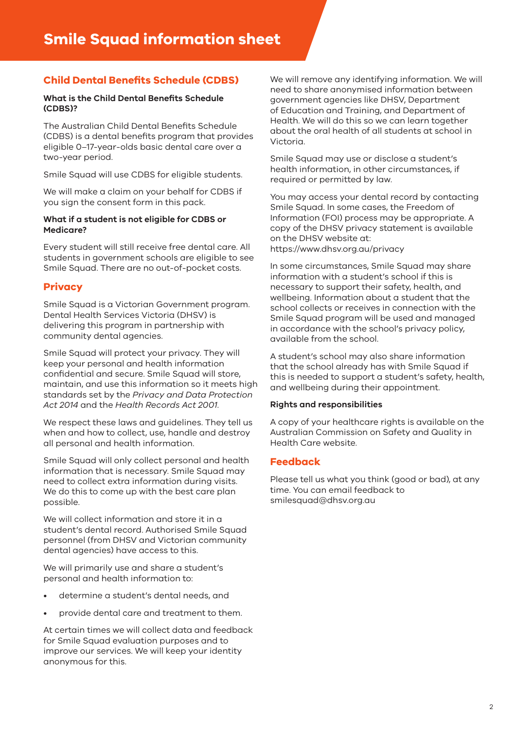# Smile Squad information sheet

## Child Dental Benefits Schedule (CDBS)

### What is the Child Dental Benefits Schedule (CDBS)?

The Australian Child Dental Benefits Schedule (CDBS) is a dental benefits program that provides eligible 0–17-year-olds basic dental care over a two-year period.

Smile Squad will use CDBS for eligible students.

We will make a claim on your behalf for CDBS if you sign the consent form in this pack.

### What if a student is not eligible for CDBS or Medicare?

Every student will still receive free dental care. All students in government schools are eligible to see Smile Squad. There are no out-of-pocket costs.

## Privacy

Smile Squad is a Victorian Government program. Dental Health Services Victoria (DHSV) is delivering this program in partnership with community dental agencies.

Smile Squad will protect your privacy. They will keep your personal and health information confidential and secure. Smile Squad will store, maintain, and use this information so it meets high standards set by the *Privacy and Data Protection Act 2014* and the *Health Records Act 2001*.

We respect these laws and guidelines. They tell us when and how to collect, use, handle and destroy all personal and health information.

Smile Squad will only collect personal and health information that is necessary. Smile Squad may need to collect extra information during visits. We do this to come up with the best care plan possible.

We will collect information and store it in a student's dental record. Authorised Smile Squad personnel (from DHSV and Victorian community dental agencies) have access to this.

We will primarily use and share a student's personal and health information to:

- determine a student's dental needs, and
- provide dental care and treatment to them.

At certain times we will collect data and feedback for Smile Squad evaluation purposes and to improve our services. We will keep your identity anonymous for this.

We will remove any identifying information. We will need to share anonymised information between government agencies like DHSV, Department of Education and Training, and Department of Health. We will do this so we can learn together about the oral health of all students at school in Victoria.

Smile Squad may use or disclose a student's health information, in other circumstances, if required or permitted by law.

You may access your dental record by contacting Smile Squad. In some cases, the Freedom of Information (FOI) process may be appropriate. A copy of the DHSV privacy statement is available on the DHSV website at: https://www.dhsv.org.au/privacy

In some circumstances, Smile Squad may share information with a student's school if this is necessary to support their safety, health, and wellbeing. Information about a student that the school collects or receives in connection with the Smile Squad program will be used and managed in accordance with the school's privacy policy, available from the school.

A student's school may also share information that the school already has with Smile Squad if this is needed to support a student's safety, health, and wellbeing during their appointment.

### Rights and responsibilities

A copy of your healthcare rights is available on the Australian Commission on Safety and Quality in Health Care website.

## Feedback

Please tell us what you think (good or bad), at any time. You can email feedback to smilesquad@dhsv.org.au